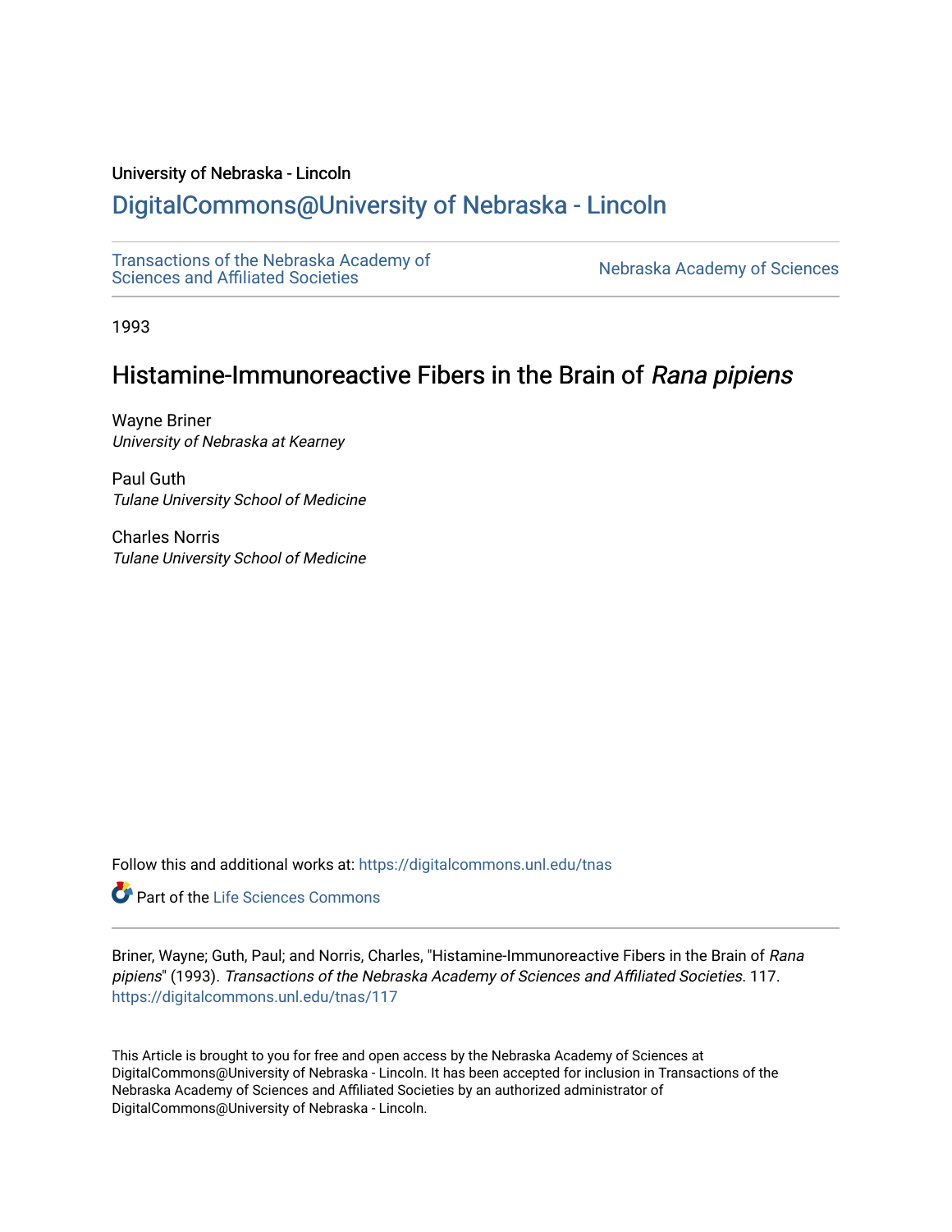University of Nebraska - Lincoln

# DigitalCommons@University of Nebraska - Lincoln

Transactions of the Nebraska Academy of Sciences and Affiliated Societies

Nebraska Academy of Sciences

1993

## Histamine-Immunoreactive Fibers in the Brain of *Rana pipiens*

Wayne Briner
*University of Nebraska at Kearney*

Paul Guth
*Tulane University School of Medicine*

Charles Norris
*Tulane University School of Medicine*

Follow this and additional works at: https://digitalcommons.unl.edu/tnas

Part of the Life Sciences Commons

Briner, Wayne; Guth, Paul; and Norris, Charles, "Histamine-Immunoreactive Fibers in the Brain of *Rana pipiens*" (1993). *Transactions of the Nebraska Academy of Sciences and Affiliated Societies*. 117.
https://digitalcommons.unl.edu/tnas/117

This Article is brought to you for free and open access by the Nebraska Academy of Sciences at DigitalCommons@University of Nebraska - Lincoln. It has been accepted for inclusion in Transactions of the Nebraska Academy of Sciences and Affiliated Societies by an authorized administrator of DigitalCommons@University of Nebraska - Lincoln.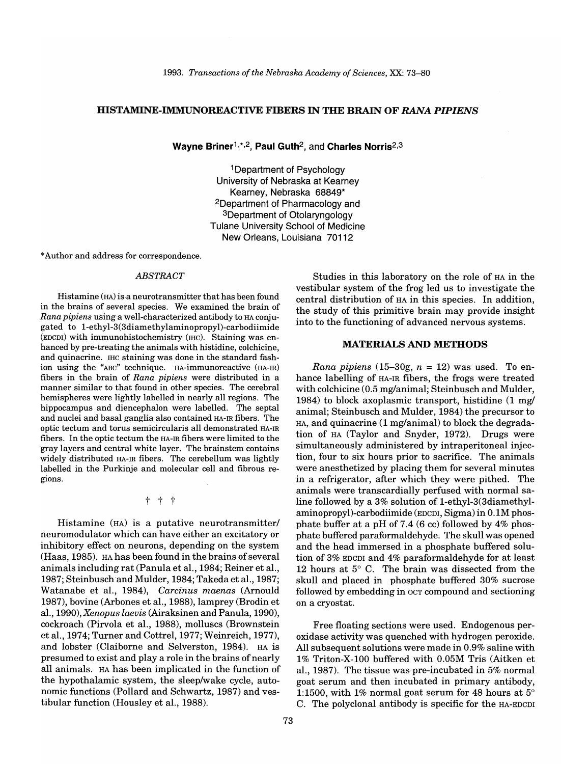# HISTAMINE-IMMUNOREACTIVE FIBERS IN THE BRAIN OF *RANA PIPIENS*

**Wayne Briner**[1,*,2], **Paul Guth**[2], and **Charles Norris**[2,3]

[1]Department of Psychology
University of Nebraska at Kearney
Kearney, Nebraska 68849*
[2]Department of Pharmacology and
[3]Department of Otolaryngology
Tulane University School of Medicine
New Orleans, Louisiana 70112

*Author and address for correspondence.

## *ABSTRACT*

Histamine (HA) is a neurotransmitter that has been found in the brains of several species. We examined the brain of *Rana pipiens* using a well-characterized antibody to HA conjugated to 1-ethyl-3(3diamethylaminopropyl)-carbodiimide (EDCDI) with immunohistochemistry (IHC). Staining was enhanced by pre-treating the animals with histidine, colchicine, and quinacrine. IHC staining was done in the standard fashion using the "ABC" technique. HA-immunoreactive (HA-IR) fibers in the brain of *Rana pipiens* were distributed in a manner similar to that found in other species. The cerebral hemispheres were lightly labelled in nearly all regions. The hippocampus and diencephalon were labelled. The septal and nuclei and basal ganglia also contained HA-IR fibers. The optic tectum and torus semicircularis all demonstrated HA-IR fibers. In the optic tectum the HA-IR fibers were limited to the gray layers and central white layer. The brainstem contains widely distributed HA-IR fibers. The cerebellum was lightly labelled in the Purkinje and molecular cell and fibrous regions.

† † †

Histamine (HA) is a putative neurotransmitter/neuromodulator which can have either an excitatory or inhibitory effect on neurons, depending on the system (Haas, 1985). HA has been found in the brains of several animals including rat (Panula et al., 1984; Reiner et al., 1987; Steinbusch and Mulder, 1984; Takeda et al., 1987; Watanabe et al., 1984), *Carcinus maenas* (Arnould 1987), bovine (Arbones et al., 1988), lamprey (Brodin et al., 1990), *Xenopus laevis* (Airaksinen and Panula, 1990), cockroach (Pirvola et al., 1988), molluscs (Brownstein et al., 1974; Turner and Cottrel, 1977; Weinreich, 1977), and lobster (Claiborne and Selverston, 1984). HA is presumed to exist and play a role in the brains of nearly all animals. HA has been implicated in the function of the hypothalamic system, the sleep/wake cycle, autonomic functions (Pollard and Schwartz, 1987) and vestibular function (Housley et al., 1988).

Studies in this laboratory on the role of HA in the vestibular system of the frog led us to investigate the central distribution of HA in this species. In addition, the study of this primitive brain may provide insight into to the functioning of advanced nervous systems.

## MATERIALS AND METHODS

*Rana pipiens* (15–30g, $n = 12$) was used. To enhance labelling of HA-IR fibers, the frogs were treated with colchicine (0.5 mg/animal; Steinbusch and Mulder, 1984) to block axoplasmic transport, histidine (1 mg/animal; Steinbusch and Mulder, 1984) the precursor to HA, and quinacrine (1 mg/animal) to block the degradation of HA (Taylor and Snyder, 1972). Drugs were simultaneously administered by intraperitoneal injection, four to six hours prior to sacrifice. The animals were anesthetized by placing them for several minutes in a refrigerator, after which they were pithed. The animals were transcardially perfused with normal saline followed by a 3% solution of 1-ethyl-3(3diamethylaminopropyl)-carbodiimide (EDCDI, Sigma) in 0.1M phosphate buffer at a pH of 7.4 (6 cc) followed by 4% phosphate buffered paraformaldehyde. The skull was opened and the head immersed in a phosphate buffered solution of 3% EDCDI and 4% paraformaldehyde for at least 12 hours at 5° C. The brain was dissected from the skull and placed in phosphate buffered 30% sucrose followed by embedding in OCT compound and sectioning on a cryostat.

Free floating sections were used. Endogenous peroxidase activity was quenched with hydrogen peroxide. All subsequent solutions were made in 0.9% saline with 1% Triton-X-100 buffered with 0.05M Tris (Aitken et al., 1987). The tissue was pre-incubated in 5% normal goat serum and then incubated in primary antibody, 1:1500, with 1% normal goat serum for 48 hours at 5° C. The polyclonal antibody is specific for the HA-EDCDI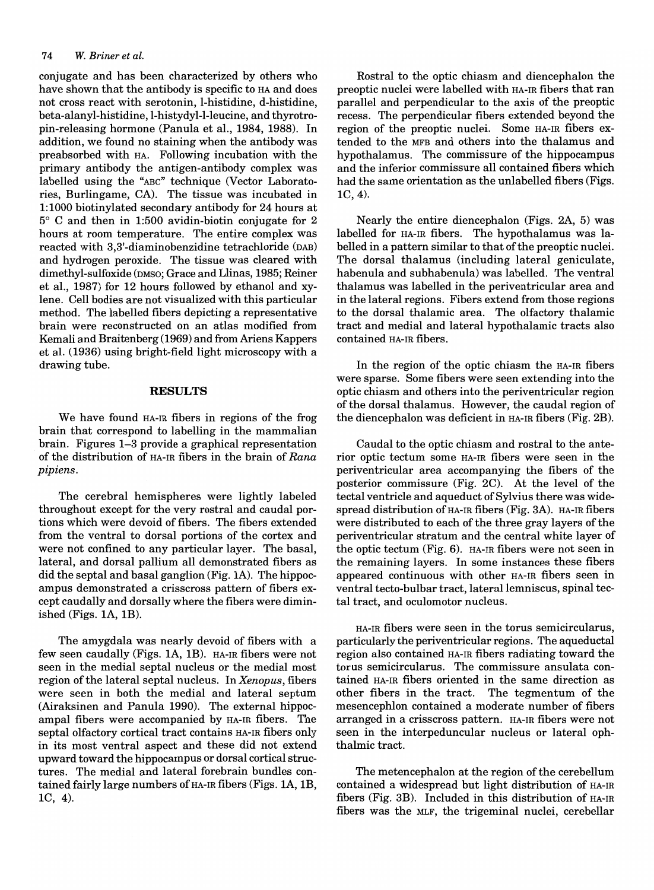conjugate and has been characterized by others who have shown that the antibody is specific to HA and does not cross react with serotonin, l-histidine, d-histidine, beta-alanyl-histidine, l-histydyl-l-leucine, and thyrotropin-releasing hormone (Panula et al., 1984, 1988). In addition, we found no staining when the antibody was preabsorbed with HA. Following incubation with the primary antibody the antigen-antibody complex was labelled using the "ABC" technique (Vector Laboratories, Burlingame, CA). The tissue was incubated in 1:1000 biotinylated secondary antibody for 24 hours at 5° C and then in 1:500 avidin-biotin conjugate for 2 hours at room temperature. The entire complex was reacted with 3,3'-diaminobenzidine tetrachloride (DAB) and hydrogen peroxide. The tissue was cleared with dimethyl-sulfoxide (DMSO; Grace and Llinas, 1985; Reiner et al., 1987) for 12 hours followed by ethanol and xylene. Cell bodies are not visualized with this particular method. The labelled fibers depicting a representative brain were reconstructed on an atlas modified from Kemali and Braitenberg (1969) and from Ariens Kappers et al. (1936) using bright-field light microscopy with a drawing tube.

## RESULTS

We have found HA-IR fibers in regions of the frog brain that correspond to labelling in the mammalian brain. Figures 1–3 provide a graphical representation of the distribution of HA-IR fibers in the brain of *Rana pipiens*.

The cerebral hemispheres were lightly labeled throughout except for the very rostral and caudal portions which were devoid of fibers. The fibers extended from the ventral to dorsal portions of the cortex and were not confined to any particular layer. The basal, lateral, and dorsal pallium all demonstrated fibers as did the septal and basal ganglion (Fig. 1A). The hippocampus demonstrated a crisscross pattern of fibers except caudally and dorsally where the fibers were diminished (Figs. 1A, 1B).

The amygdala was nearly devoid of fibers with a few seen caudally (Figs. 1A, 1B). HA-IR fibers were not seen in the medial septal nucleus or the medial most region of the lateral septal nucleus. In *Xenopus*, fibers were seen in both the medial and lateral septum (Airaksinen and Panula 1990). The external hippocampal fibers were accompanied by HA-IR fibers. The septal olfactory cortical tract contains HA-IR fibers only in its most ventral aspect and these did not extend upward toward the hippocampus or dorsal cortical structures. The medial and lateral forebrain bundles contained fairly large numbers of HA-IR fibers (Figs. 1A, 1B, 1C, 4).

Rostral to the optic chiasm and diencephalon the preoptic nuclei were labelled with HA-IR fibers that ran parallel and perpendicular to the axis of the preoptic recess. The perpendicular fibers extended beyond the region of the preoptic nuclei. Some HA-IR fibers extended to the MFB and others into the thalamus and hypothalamus. The commissure of the hippocampus and the inferior commissure all contained fibers which had the same orientation as the unlabelled fibers (Figs. 1C, 4).

Nearly the entire diencephalon (Figs. 2A, 5) was labelled for HA-IR fibers. The hypothalamus was labelled in a pattern similar to that of the preoptic nuclei. The dorsal thalamus (including lateral geniculate, habenula and subhabenula) was labelled. The ventral thalamus was labelled in the periventricular area and in the lateral regions. Fibers extend from those regions to the dorsal thalamic area. The olfactory thalamic tract and medial and lateral hypothalamic tracts also contained HA-IR fibers.

In the region of the optic chiasm the HA-IR fibers were sparse. Some fibers were seen extending into the optic chiasm and others into the periventricular region of the dorsal thalamus. However, the caudal region of the diencephalon was deficient in HA-IR fibers (Fig. 2B).

Caudal to the optic chiasm and rostral to the anterior optic tectum some HA-IR fibers were seen in the periventricular area accompanying the fibers of the posterior commissure (Fig. 2C). At the level of the tectal ventricle and aqueduct of Sylvius there was widespread distribution of HA-IR fibers (Fig. 3A). HA-IR fibers were distributed to each of the three gray layers of the periventricular stratum and the central white layer of the optic tectum (Fig. 6). HA-IR fibers were not seen in the remaining layers. In some instances these fibers appeared continuous with other HA-IR fibers seen in ventral tecto-bulbar tract, lateral lemniscus, spinal tectal tract, and oculomotor nucleus.

HA-IR fibers were seen in the torus semicircularus, particularly the periventricular regions. The aqueductal region also contained HA-IR fibers radiating toward the torus semicircularus. The commissure ansulata contained HA-IR fibers oriented in the same direction as other fibers in the tract. The tegmentum of the mesencephlon contained a moderate number of fibers arranged in a crisscross pattern. HA-IR fibers were not seen in the interpeduncular nucleus or lateral ophthalmic tract.

The metencephalon at the region of the cerebellum contained a widespread but light distribution of HA-IR fibers (Fig. 3B). Included in this distribution of HA-IR fibers was the MLF, the trigeminal nuclei, cerebellar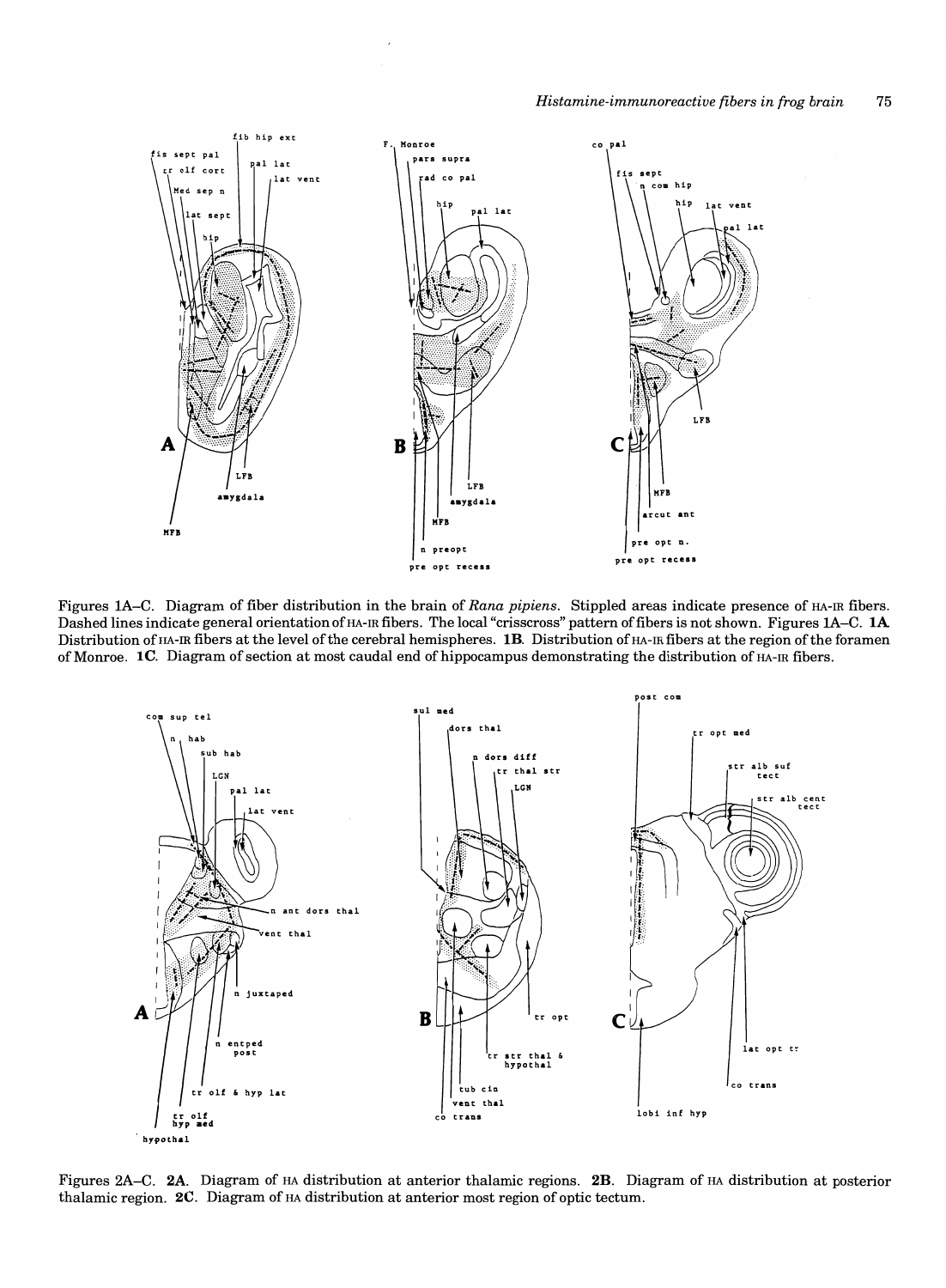Figures 1A–C. Diagram of fiber distribution in the brain of *Rana pipiens*. Stippled areas indicate presence of HA-IR fibers. Dashed lines indicate general orientation of HA-IR fibers. The local "crisscross" pattern of fibers is not shown. Figures 1A–C. **1A**. Distribution of HA-IR fibers at the level of the cerebral hemispheres. **1B**. Distribution of HA-IR fibers at the region of the foramen of Monroe. **1C**. Diagram of section at most caudal end of hippocampus demonstrating the distribution of HA-IR fibers.

Figures 2A–C. **2A**. Diagram of HA distribution at anterior thalamic regions. **2B**. Diagram of HA distribution at posterior thalamic region. **2C**. Diagram of HA distribution at anterior most region of optic tectum.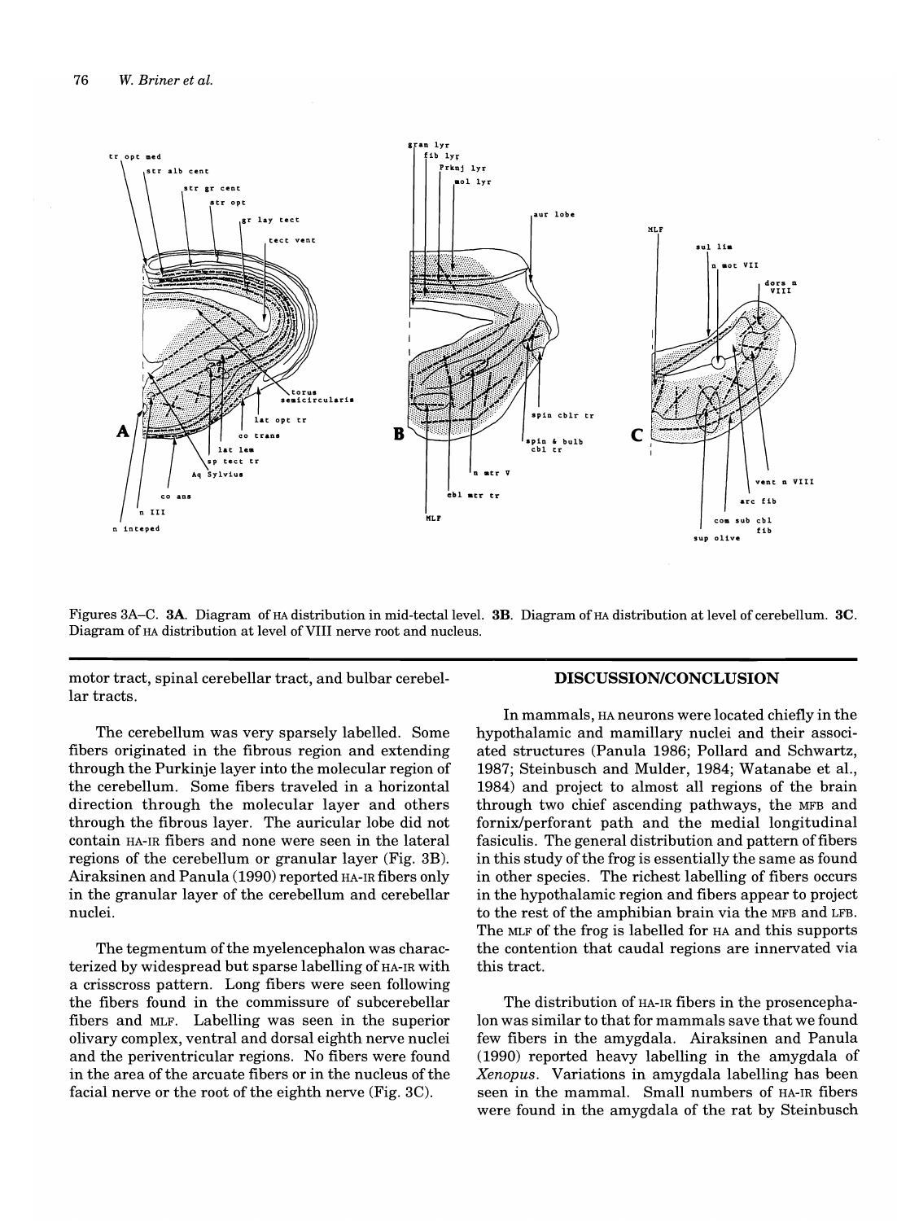Figures 3A–C. **3A**. Diagram of HA distribution in mid-tectal level. **3B**. Diagram of HA distribution at level of cerebellum. **3C**. Diagram of HA distribution at level of VIII nerve root and nucleus.

motor tract, spinal cerebellar tract, and bulbar cerebellar tracts.

The cerebellum was very sparsely labelled. Some fibers originated in the fibrous region and extending through the Purkinje layer into the molecular region of the cerebellum. Some fibers traveled in a horizontal direction through the molecular layer and others through the fibrous layer. The auricular lobe did not contain HA-IR fibers and none were seen in the lateral regions of the cerebellum or granular layer (Fig. 3B). Airaksinen and Panula (1990) reported HA-IR fibers only in the granular layer of the cerebellum and cerebellar nuclei.

The tegmentum of the myelencephalon was characterized by widespread but sparse labelling of HA-IR with a crisscross pattern. Long fibers were seen following the fibers found in the commissure of subcerebellar fibers and MLF. Labelling was seen in the superior olivary complex, ventral and dorsal eighth nerve nuclei and the periventricular regions. No fibers were found in the area of the arcuate fibers or in the nucleus of the facial nerve or the root of the eighth nerve (Fig. 3C).

## DISCUSSION/CONCLUSION

In mammals, HA neurons were located chiefly in the hypothalamic and mamillary nuclei and their associated structures (Panula 1986; Pollard and Schwartz, 1987; Steinbusch and Mulder, 1984; Watanabe et al., 1984) and project to almost all regions of the brain through two chief ascending pathways, the MFB and fornix/perforant path and the medial longitudinal fasiculis. The general distribution and pattern of fibers in this study of the frog is essentially the same as found in other species. The richest labelling of fibers occurs in the hypothalamic region and fibers appear to project to the rest of the amphibian brain via the MFB and LFB. The MLF of the frog is labelled for HA and this supports the contention that caudal regions are innervated via this tract.

The distribution of HA-IR fibers in the prosencephalon was similar to that for mammals save that we found few fibers in the amygdala. Airaksinen and Panula (1990) reported heavy labelling in the amygdala of *Xenopus*. Variations in amygdala labelling has been seen in the mammal. Small numbers of HA-IR fibers were found in the amygdala of the rat by Steinbusch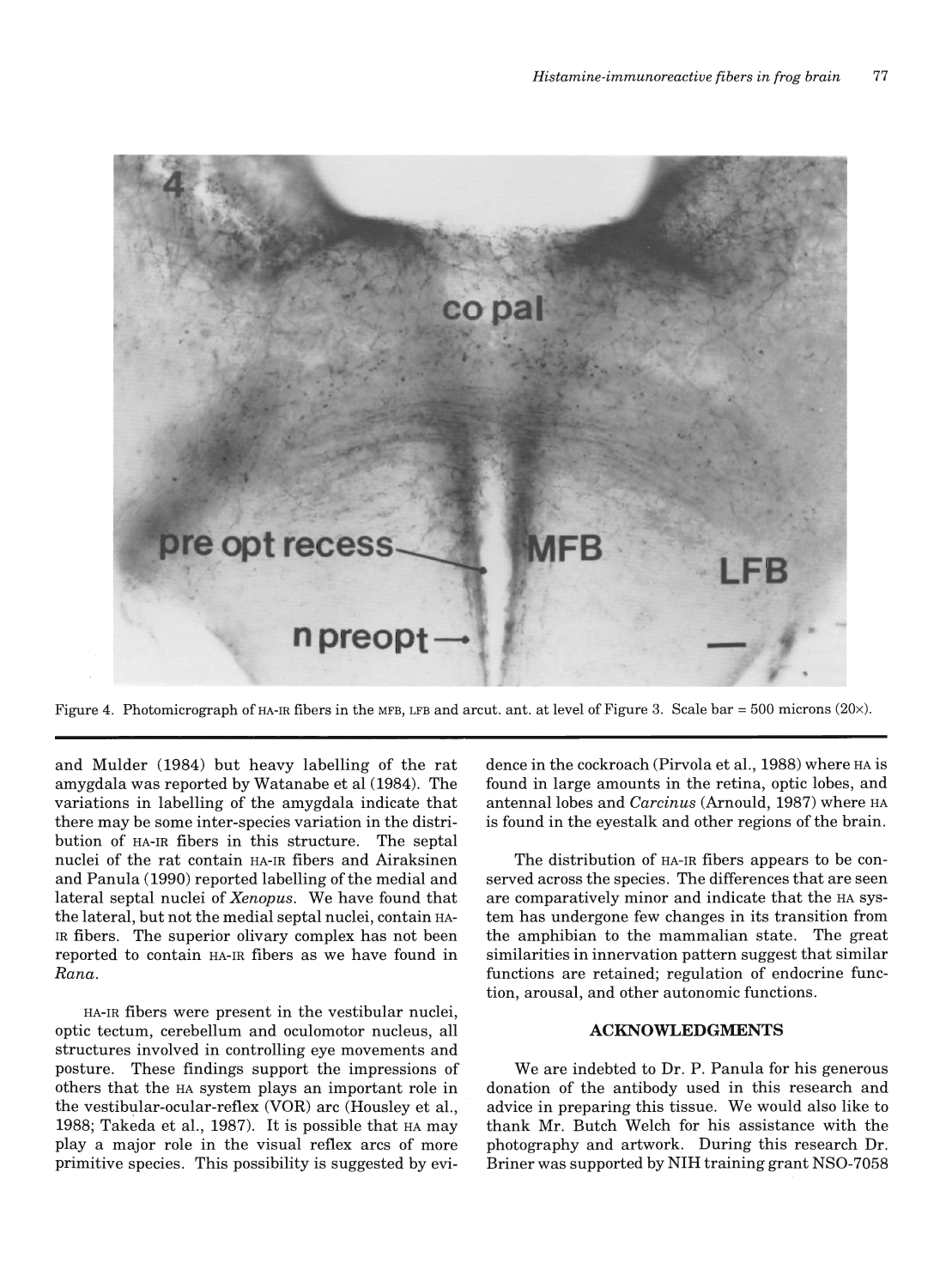Figure 4. Photomicrograph of HA-IR fibers in the MFB, LFB and arcut. ant. at level of Figure 3. Scale bar = 500 microns (20×).

and Mulder (1984) but heavy labelling of the rat amygdala was reported by Watanabe et al (1984). The variations in labelling of the amygdala indicate that there may be some inter-species variation in the distribution of HA-IR fibers in this structure. The septal nuclei of the rat contain HA-IR fibers and Airaksinen and Panula (1990) reported labelling of the medial and lateral septal nuclei of *Xenopus*. We have found that the lateral, but not the medial septal nuclei, contain HA-IR fibers. The superior olivary complex has not been reported to contain HA-IR fibers as we have found in *Rana*.

HA-IR fibers were present in the vestibular nuclei, optic tectum, cerebellum and oculomotor nucleus, all structures involved in controlling eye movements and posture. These findings support the impressions of others that the HA system plays an important role in the vestibular-ocular-reflex (VOR) arc (Housley et al., 1988; Takeda et al., 1987). It is possible that HA may play a major role in the visual reflex arcs of more primitive species. This possibility is suggested by evidence in the cockroach (Pirvola et al., 1988) where HA is found in large amounts in the retina, optic lobes, and antennal lobes and *Carcinus* (Arnould, 1987) where HA is found in the eyestalk and other regions of the brain.

The distribution of HA-IR fibers appears to be conserved across the species. The differences that are seen are comparatively minor and indicate that the HA system has undergone few changes in its transition from the amphibian to the mammalian state. The great similarities in innervation pattern suggest that similar functions are retained; regulation of endocrine function, arousal, and other autonomic functions.

## ACKNOWLEDGMENTS

We are indebted to Dr. P. Panula for his generous donation of the antibody used in this research and advice in preparing this tissue. We would also like to thank Mr. Butch Welch for his assistance with the photography and artwork. During this research Dr. Briner was supported by NIH training grant NSO-7058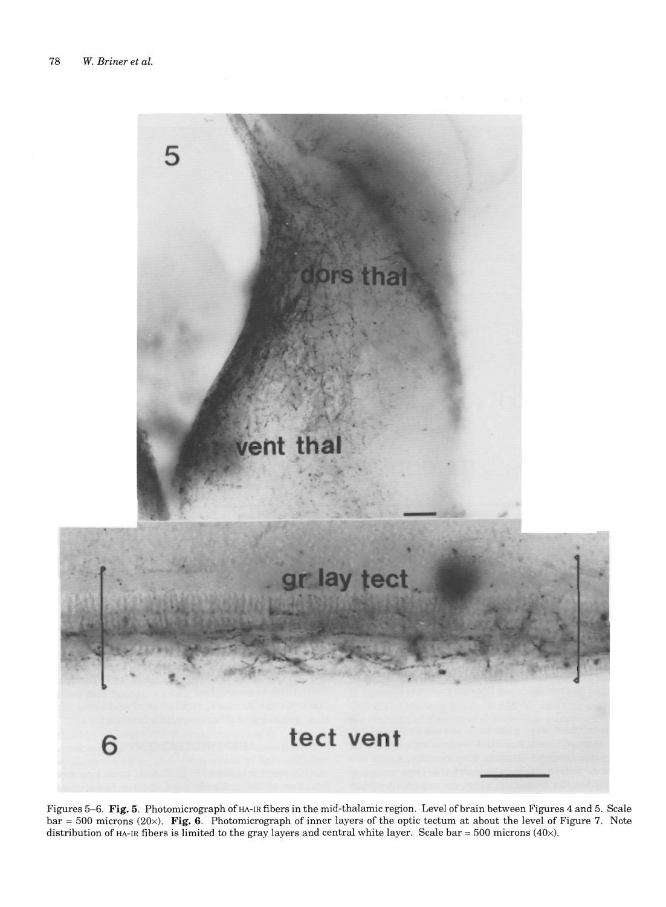Figures 5–6. **Fig. 5**. Photomicrograph of HA-IR fibers in the mid-thalamic region. Level of brain between Figures 4 and 5. Scale bar = 500 microns (20×). **Fig. 6**. Photomicrograph of inner layers of the optic tectum at about the level of Figure 7. Note distribution of HA-IR fibers is limited to the gray layers and central white layer. Scale bar = 500 microns (40×).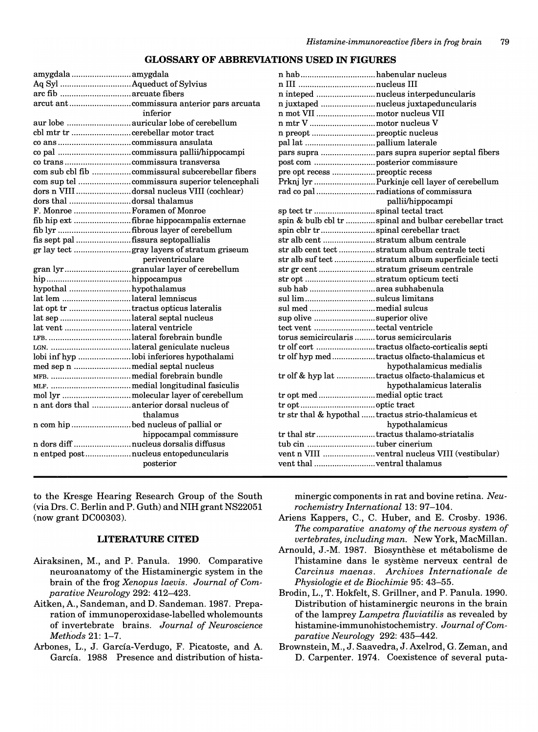## GLOSSARY OF ABBREVIATIONS USED IN FIGURES

| Abbreviation | Meaning |
|---|---|
| amygdala | amygdala |
| Aq Syl | Aqueduct of Sylvius |
| arc fib | arcuate fibers |
| arcut ant | commissura anterior pars arcuata inferior |
| aur lobe | auricular lobe of cerebellum |
| cbl mtr tr | cerebellar motor tract |
| co ans | commissura ansulata |
| co pal | commissura pallii/hippocampi |
| co trans | commissura transversa |
| com sub cbl fib | commissural subcerebellar fibers |
| com sup tel | commissura superior telencephali |
| dors n VIII | dorsal nucleus VIII (cochlear) |
| dors thal | dorsal thalamus |
| F. Monroe | Foramen of Monroe |
| fib hip ext | fibrae hippocampalis externae |
| fib lyr | fibrous layer of cerebellum |
| fis sept pal | fissura septopallialis |
| gr lay tect | gray layers of stratum griseum periventriculare |
| gran lyr | granular layer of cerebellum |
| hip | hippocampus |
| hypothal | hypothalamus |
| lat lem | lateral lemniscus |
| lat opt tr | tractus opticus lateralis |
| lat sep | lateral septal nucleus |
| lat vent | lateral ventricle |
| LFB. | lateral forebrain bundle |
| LGN. | lateral geniculate nucleus |
| lobi inf hyp | lobi inferiores hypothalami |
| med sep n | medial septal nucleus |
| MFB. | medial forebrain bundle |
| MLF. | medial longitudinal fasiculis |
| mol lyr | molecular layer of cerebellum |
| n ant dors thal | anterior dorsal nucleus of thalamus |
| n com hip | bed nucleus of pallial or hippocampal commissure |
| n dors diff | nucleus dorsalis diffusus |
| n entped post | nucleus entopeduncularis posterior |
| n hab | habenular nucleus |
| n III | nucleus III |
| n inteped | nucleus interpeduncularis |
| n juxtaped | nucleus juxtapeduncularis |
| n mot VII | motor nucleus VII |
| n mtr V | motor nucleus V |
| n preopt | preoptic nucleus |
| pal lat | pallium laterale |
| pars supra | pars supra superior septal fibers |
| post com | posterior commissure |
| pre opt recess | preoptic recess |
| Prknj lyr | Purkinje cell layer of cerebellum |
| rad co pal | radiations of commissura pallii/hippocampi |
| sp tect tr | spinal tectal tract |
| spin & bulb cbl tr | spinal and bulbar cerebellar tract |
| spin cblr tr | spinal cerebellar tract |
| str alb cent | stratum album centrale |
| str alb cent tect | stratum album centrale tecti |
| str alb suf tect | stratum album superficiale tecti |
| str gr cent | stratum griseum centrale |
| str opt | stratum opticum tecti |
| sub hab | area subhabenula |
| sul lim | sulcus limitans |
| sul med | medial sulcus |
| sup olive | superior olive |
| tect vent | tectal ventricle |
| torus semicircularis | torus semicircularis |
| tr olf cort | tractus olfacto-corticalis septi |
| tr olf hyp med | tractus olfacto-thalamicus et hypothalamicus medialis |
| tr olf & hyp lat | tractus olfacto-thalamicus et hypothalamicus lateralis |
| tr opt med | medial optic tract |
| tr opt | optic tract |
| tr str thal & hypothal | tractus strio-thalamicus et hypothalamicus |
| tr thal str | tractus thalamo-striatalis |
| tub cin | tuber cinerium |
| vent n VIII | ventral nucleus VIII (vestibular) |
| vent thal | ventral thalamus |

to the Kresge Hearing Research Group of the South (via Drs. C. Berlin and P. Guth) and NIH grant NS22051 (now grant DC00303).

## LITERATURE CITED

Airaksinen, M., and P. Panula. 1990. Comparative neuroanatomy of the Histaminergic system in the brain of the frog *Xenopus laevis*. *Journal of Comparative Neurology* 292: 412–423.

Aitken, A., Sandeman, and D. Sandeman. 1987. Preparation of immunoperoxidase-labelled wholemounts of invertebrate brains. *Journal of Neuroscience Methods* 21: 1–7.

Arbones, L., J. García-Verdugo, F. Picatoste, and A. García. 1988 Presence and distribution of histaminergic components in rat and bovine retina. *Neurochemistry International* 13: 97–104.

Ariens Kappers, C., C. Huber, and E. Crosby. 1936. *The comparative anatomy of the nervous system of vertebrates, including man.* New York, MacMillan.

Arnould, J.-M. 1987. Biosynthèse et métabolisme de l'histamine dans le système nerveux central de *Carcinus maenas*. *Archives Internationale de Physiologie et de Biochimie* 95: 43–55.

Brodin, L., T. Hokfelt, S. Grillner, and P. Panula. 1990. Distribution of histaminergic neurons in the brain of the lamprey *Lampetra fluviatilis* as revealed by histamine-immunohistochemistry. *Journal of Comparative Neurology* 292: 435–442.

Brownstein, M., J. Saavedra, J. Axelrod, G. Zeman, and D. Carpenter. 1974. Coexistence of several puta-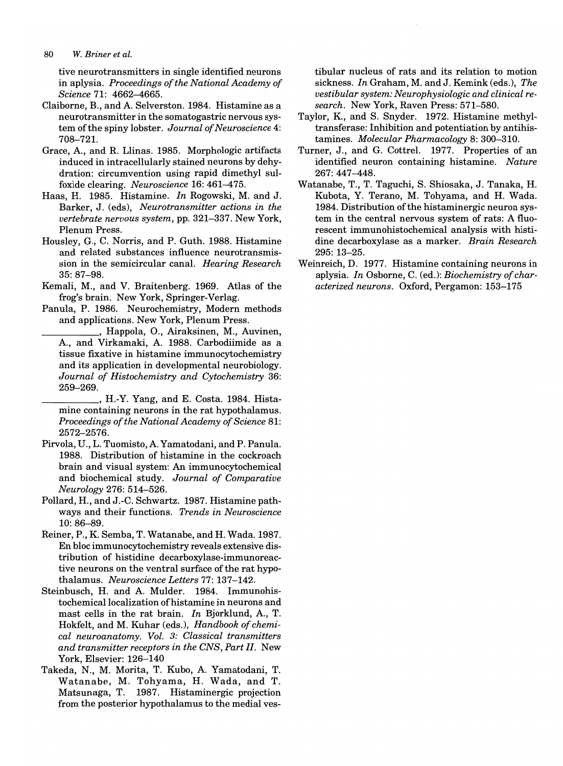tive neurotransmitters in single identified neurons in aplysia. *Proceedings of the National Academy of Science* 71: 4662–4665.

Claiborne, B., and A. Selverston. 1984. Histamine as a neurotransmitter in the somatogastric nervous system of the spiny lobster. *Journal of Neuroscience* 4: 708–721.

Grace, A., and R. Llinas. 1985. Morphologic artifacts induced in intracellularly stained neurons by dehydration: circumvention using rapid dimethyl sulfoxide clearing. *Neuroscience* 16: 461–475.

Haas, H. 1985. Histamine. *In* Rogowski, M. and J. Barker, J. (eds), *Neurotransmitter actions in the vertebrate nervous system*, pp. 321–337. New York, Plenum Press.

Housley, G., C. Norris, and P. Guth. 1988. Histamine and related substances influence neurotransmission in the semicircular canal. *Hearing Research* 35: 87–98.

Kemali, M., and V. Braitenberg. 1969. Atlas of the frog's brain. New York, Springer-Verlag.

Panula, P. 1986. Neurochemistry, Modern methods and applications. New York, Plenum Press.

\_\_\_\_\_\_\_\_\_\_, Happola, O., Airaksinen, M., Auvinen, A., and Virkamaki, A. 1988. Carbodiimide as a tissue fixative in histamine immunocytochemistry and its application in developmental neurobiology. *Journal of Histochemistry and Cytochemistry* 36: 259–269.

\_\_\_\_\_\_\_\_\_\_, H.-Y. Yang, and E. Costa. 1984. Histamine containing neurons in the rat hypothalamus. *Proceedings of the National Academy of Science* 81: 2572–2576.

Pirvola, U., L. Tuomisto, A. Yamatodani, and P. Panula. 1988. Distribution of histamine in the cockroach brain and visual system: An immunocytochemical and biochemical study. *Journal of Comparative Neurology* 276: 514–526.

Pollard, H., and J.-C. Schwartz. 1987. Histamine pathways and their functions. *Trends in Neuroscience* 10: 86–89.

Reiner, P., K. Semba, T. Watanabe, and H. Wada. 1987. En bloc immunocytochemistry reveals extensive distribution of histidine decarboxylase-immunoreactive neurons on the ventral surface of the rat hypothalamus. *Neuroscience Letters* 77: 137–142.

Steinbusch, H. and A. Mulder. 1984. Immunohistochemical localization of histamine in neurons and mast cells in the rat brain. *In* Bjorklund, A., T. Hokfelt, and M. Kuhar (eds.), *Handbook of chemical neuroanatomy. Vol. 3: Classical transmitters and transmitter receptors in the CNS, Part II*. New York, Elsevier: 126–140

Takeda, N., M. Morita, T. Kubo, A. Yamatodani, T. Watanabe, M. Tohyama, H. Wada, and T. Matsunaga, T. 1987. Histaminergic projection from the posterior hypothalamus to the medial vestibular nucleus of rats and its relation to motion sickness. *In* Graham, M. and J. Kemink (eds.), *The vestibular system: Neurophysiologic and clinical research*. New York, Raven Press: 571–580.

Taylor, K., and S. Snyder. 1972. Histamine methyltransferase: Inhibition and potentiation by antihistamines. *Molecular Pharmacology* 8: 300–310.

Turner, J., and G. Cottrel. 1977. Properties of an identified neuron containing histamine. *Nature* 267: 447–448.

Watanabe, T., T. Taguchi, S. Shiosaka, J. Tanaka, H. Kubota, Y. Terano, M. Tohyama, and H. Wada. 1984. Distribution of the histaminergic neuron system in the central nervous system of rats: A fluorescent immunohistochemical analysis with histidine decarboxylase as a marker. *Brain Research* 295: 13–25.

Weinreich, D. 1977. Histamine containing neurons in aplysia. *In* Osborne, C. (ed.): *Biochemistry of characterized neurons*. Oxford, Pergamon: 153–175